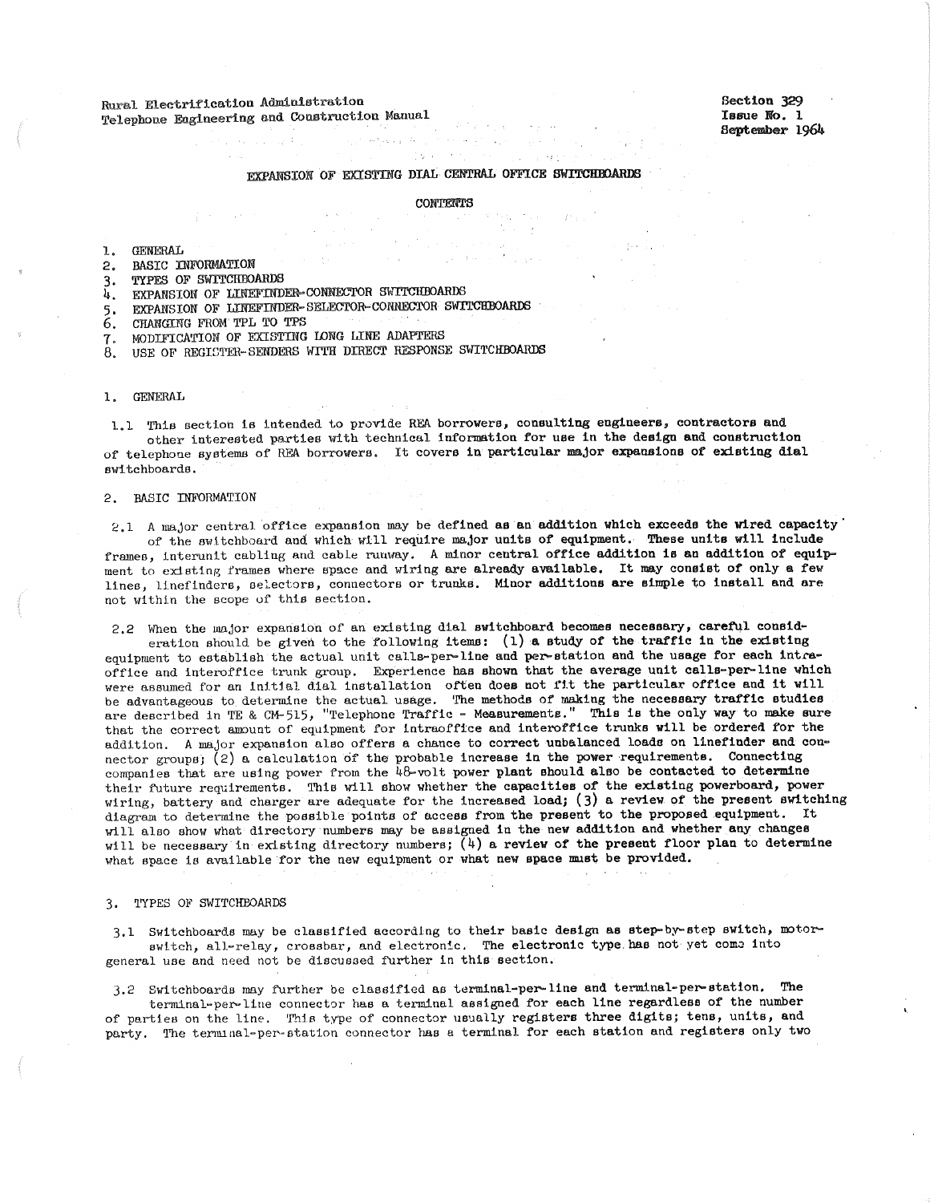Rural Electrification Administration
Telephone Engineering and Construction Manual

Section 329
Issue No. 1
September 1964

# EXPANSION OF EXISTING DIAL CENTRAL OFFICE SWITCHBOARDS

CONTENTS

1. GENERAL
2. BASIC INFORMATION
3. TYPES OF SWITCHBOARDS
4. EXPANSION OF LINEFINDER-CONNECTOR SWITCHBOARDS
5. EXPANSION OF LINEFINDER-SELECTOR-CONNECTOR SWITCHBOARDS
6. CHANGING FROM TPL TO TPS
7. MODIFICATION OF EXISTING LONG LINE ADAPTERS
8. USE OF REGISTER-SENDERS WITH DIRECT RESPONSE SWITCHBOARDS

## 1. GENERAL

1.1 This section is intended to provide REA borrowers, consulting engineers, contractors and other interested parties with technical information for use in the design and construction of telephone systems of REA borrowers. It covers in particular major expansions of existing dial switchboards.

## 2. BASIC INFORMATION

2.1 A major central office expansion may be defined as an addition which exceeds the wired capacity of the switchboard and which will require major units of equipment. These units will include frames, interunit cabling and cable runway. A minor central office addition is an addition of equipment to existing frames where space and wiring are already available. It may consist of only a few lines, linefinders, selectors, connectors or trunks. Minor additions are simple to install and are not within the scope of this section.

2.2 When the major expansion of an existing dial switchboard becomes necessary, careful consideration should be given to the following items: (1) a study of the traffic in the existing equipment to establish the actual unit calls-per-line and per-station and the usage for each intra-office and interoffice trunk group. Experience has shown that the average unit calls-per-line which were assumed for an initial dial installation often does not fit the particular office and it will be advantageous to determine the actual usage. The methods of making the necessary traffic studies are described in TE & CM-515, "Telephone Traffic - Measurements." This is the only way to make sure that the correct amount of equipment for intraoffice and interoffice trunks will be ordered for the addition. A major expansion also offers a chance to correct unbalanced loads on linefinder and connector groups; (2) a calculation of the probable increase in the power requirements. Connecting companies that are using power from the 48-volt power plant should also be contacted to determine their future requirements. This will show whether the capacities of the existing powerboard, power wiring, battery and charger are adequate for the increased load; (3) a review of the present switching diagram to determine the possible points of access from the present to the proposed equipment. It will also show what directory numbers may be assigned in the new addition and whether any changes will be necessary in existing directory numbers; (4) a review of the present floor plan to determine what space is available for the new equipment or what new space must be provided.

## 3. TYPES OF SWITCHBOARDS

3.1 Switchboards may be classified according to their basic design as step-by-step switch, motor-switch, all-relay, crossbar, and electronic. The electronic type has not yet come into general use and need not be discussed further in this section.

3.2 Switchboards may further be classified as terminal-per-line and terminal-per-station. The terminal-per-line connector has a terminal assigned for each line regardless of the number of parties on the line. This type of connector usually registers three digits; tens, units, and party. The terminal-per-station connector has a terminal for each station and registers only two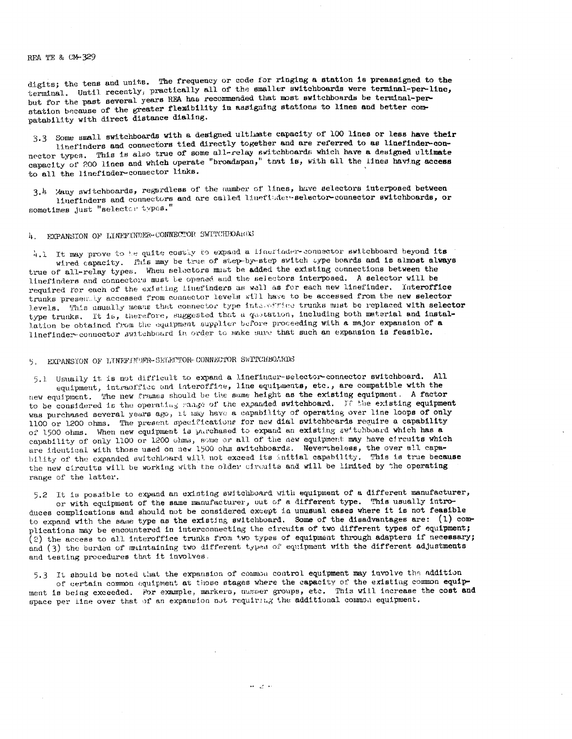digits; the tens and units. The frequency or code for ringing a station is preassigned to the terminal. Until recently, practically all of the smaller switchboards were terminal-per-line, but for the past several years REA has recommended that most switchboards be terminal-per-station because of the greater flexibility in assigning stations to lines and better compatability with direct distance dialing.

3.3 Some small switchboards with a designed ultimate capacity of 100 lines or less have their linefinders and connectors tied directly together and are referred to as linefinder-connector types. This is also true of some all-relay switchboards which have a designed ultimate capacity of 200 lines and which operate "broadspan," that is, with all the lines having access to all the linefinder-connector links.

3.4 Many switchboards, regardless of the number of lines, have selectors interposed between linefinders and connectors and are called linefinder-selector-connector switchboards, or sometimes just "selector types."

## 4. EXPANSION OF LINEFINDER-CONNECTOR SWITCHBOARDS

4.1 It may prove to be quite costly to expand a linefinder-connector switchboard beyond its wired capacity. This may be true of step-by-step switch type boards and is almost always true of all-relay types. When selectors must be added the existing connections between the linefinders and connectors must be opened and the selectors interposed. A selector will be required for each of the existing linefinders as well as for each new linefinder. Interoffice trunks presently accessed from connector levels will have to be accessed from the new selector levels. This usually means that connector type interoffice trunks must be replaced with selector type trunks. It is, therefore, suggested that a quotation, including both material and installation be obtained from the equipment supplier before proceeding with a major expansion of a linefinder-connector switchboard in order to make sure that such an expansion is feasible.

## 5. EXPANSION OF LINEFINDER-SELECTOR-CONNECTOR SWITCHBOARDS

5.1 Usually it is not difficult to expand a linefinder-selector-connector switchboard. All equipment, intraoffice and interoffice, line equipments, etc., are compatible with the new equipment. The new frames should be the same height as the existing equipment. A factor to be considered is the operating range of the expanded switchboard. If the existing equipment was purchased several years ago, it may have a capability of operating over line loops of only 1100 or 1200 ohms. The present specifications for new dial switchboards require a capability of 1500 ohms. When new equipment is purchased to expand an existing switchboard which has a capability of only 1100 or 1200 ohms, some or all of the new equipment may have circuits which are identical with those used on new 1500 ohm switchboards. Nevertheless, the over all capability of the expanded switchboard will not exceed its initial capability. This is true because the new circuits will be working with the older circuits and will be limited by the operating range of the latter.

5.2 It is possible to expand an existing switchboard with equipment of a different manufacturer, or with equipment of the same manufacturer, but of a different type. This usually introduces complications and should not be considered except in unusual cases where it is not feasible to expand with the same type as the existing switchboard. Some of the disadvantages are: (1) complications may be encountered in interconnecting the circuits of two different types of equipment; (2) the access to all interoffice trunks from two types of equipment through adapters if necessary; and (3) the burden of maintaining two different types of equipment with the different adjustments and testing procedures that it involves.

5.3 It should be noted that the expansion of common control equipment may involve the addition of certain common equipment at those stages where the capacity of the existing common equipment is being exceeded. For example, markers, number groups, etc. This will increase the cost and space per line over that of an expansion not requiring the additional common equipment.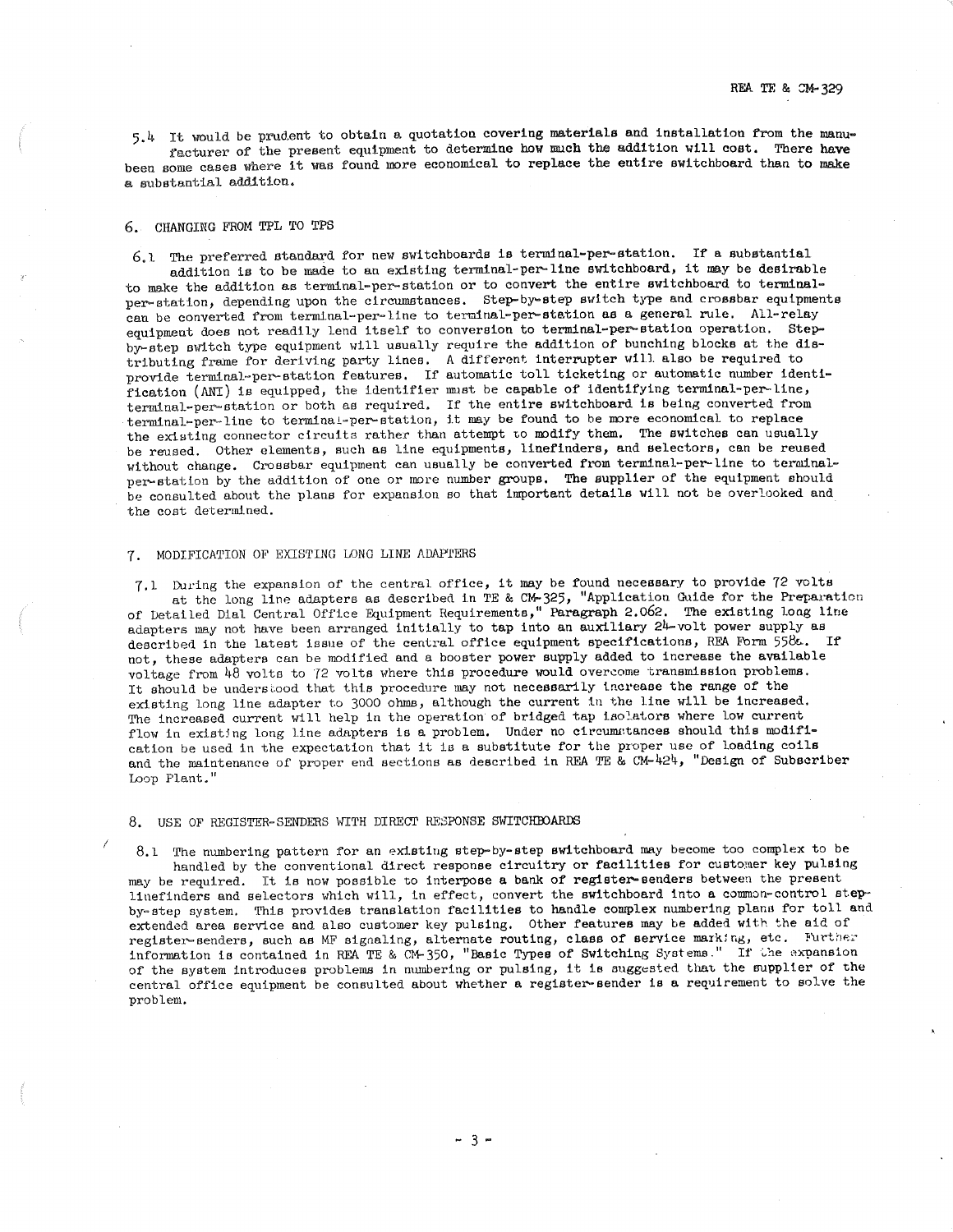5.4 It would be prudent to obtain a quotation covering materials and installation from the manufacturer of the present equipment to determine how much the addition will cost. There have been some cases where it was found more economical to replace the entire switchboard than to make a substantial addition.

## 6. CHANGING FROM TPL TO TPS

6.1 The preferred standard for new switchboards is terminal-per-station. If a substantial addition is to be made to an existing terminal-per-line switchboard, it may be desirable to make the addition as terminal-per-station or to convert the entire switchboard to terminal-per-station, depending upon the circumstances. Step-by-step switch type and crossbar equipments can be converted from terminal-per-line to terminal-per-station as a general rule. All-relay equipment does not readily lend itself to conversion to terminal-per-station operation. Step-by-step switch type equipment will usually require the addition of bunching blocks at the distributing frame for deriving party lines. A different interrupter will also be required to provide terminal-per-station features. If automatic toll ticketing or automatic number identification (ANI) is equipped, the identifier must be capable of identifying terminal-per-line, terminal-per-station or both as required. If the entire switchboard is being converted from terminal-per-line to terminal-per-station, it may be found to be more economical to replace the existing connector circuits rather than attempt to modify them. The switches can usually be reused. Other elements, such as line equipments, linefinders, and selectors, can be reused without change. Crossbar equipment can usually be converted from terminal-per-line to terminal-per-station by the addition of one or more number groups. The supplier of the equipment should be consulted about the plans for expansion so that important details will not be overlooked and the cost determined.

## 7. MODIFICATION OF EXISTING LONG LINE ADAPTERS

7.1 During the expansion of the central office, it may be found necessary to provide 72 volts at the long line adapters as described in TE & CM-325, "Application Guide for the Preparation of Detailed Dial Central Office Equipment Requirements," Paragraph 2.062. The existing long line adapters may not have been arranged initially to tap into an auxiliary 24-volt power supply as described in the latest issue of the central office equipment specifications, REA Form 522a. If not, these adapters can be modified and a booster power supply added to increase the available voltage from 48 volts to 72 volts where this procedure would overcome transmission problems. It should be understood that this procedure may not necessarily increase the range of the existing long line adapter to 3000 ohms, although the current in the line will be increased. The increased current will help in the operation of bridged tap isolators where low current flow in existing long line adapters is a problem. Under no circumstances should this modification be used in the expectation that it is a substitute for the proper use of loading coils and the maintenance of proper end sections as described in REA TE & CM-424, "Design of Subscriber Loop Plant."

## 8. USE OF REGISTER-SENDERS WITH DIRECT RESPONSE SWITCHBOARDS

8.1 The numbering pattern for an existing step-by-step switchboard may become too complex to be handled by the conventional direct response circuitry or facilities for customer key pulsing may be required. It is now possible to interpose a bank of register-senders between the present linefinders and selectors which will, in effect, convert the switchboard into a common-control step-by-step system. This provides translation facilities to handle complex numbering plans for toll and extended area service and also customer key pulsing. Other features may be added with the aid of register-senders, such as MF signaling, alternate routing, class of service marking, etc. Further information is contained in REA TE & CM-350, "Basic Types of Switching Systems." If the expansion of the system introduces problems in numbering or pulsing, it is suggested that the supplier of the central office equipment be consulted about whether a register-sender is a requirement to solve the problem.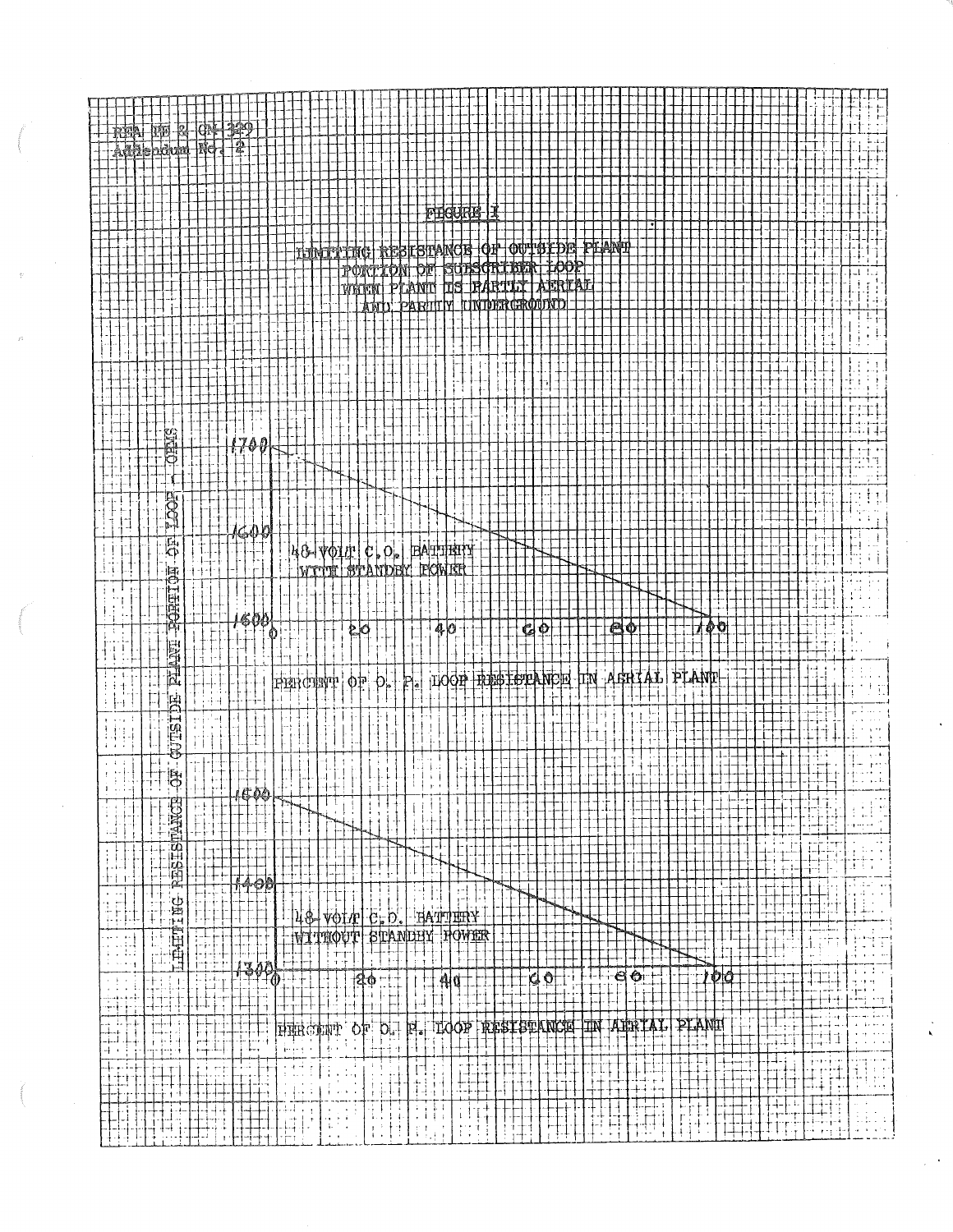REA TE & CM-329
Addendum No. 2

## FIGURE I

### LIMITING RESISTANCE OF OUTSIDE PLANT PORTION OF SUBSCRIBER LOOP WHEN PLANT IS PARTLY AERIAL AND PARTLY UNDERGROUND

LIMITING RESISTANCE OF OUTSIDE PLANT PORTION OF LOOP - OHMS

1700

1600

48-VOLT C.O. BATTERY
WITH STANDBY POWER

1500

0 20 40 60 80 100

PERCENT OF O. P. LOOP RESISTANCE IN AERIAL PLANT

1500

1400

48-VOLT C.O. BATTERY
WITHOUT STANDBY POWER

1300

0 20 40 60 80 100

PERCENT OF O. P. LOOP RESISTANCE IN AERIAL PLANT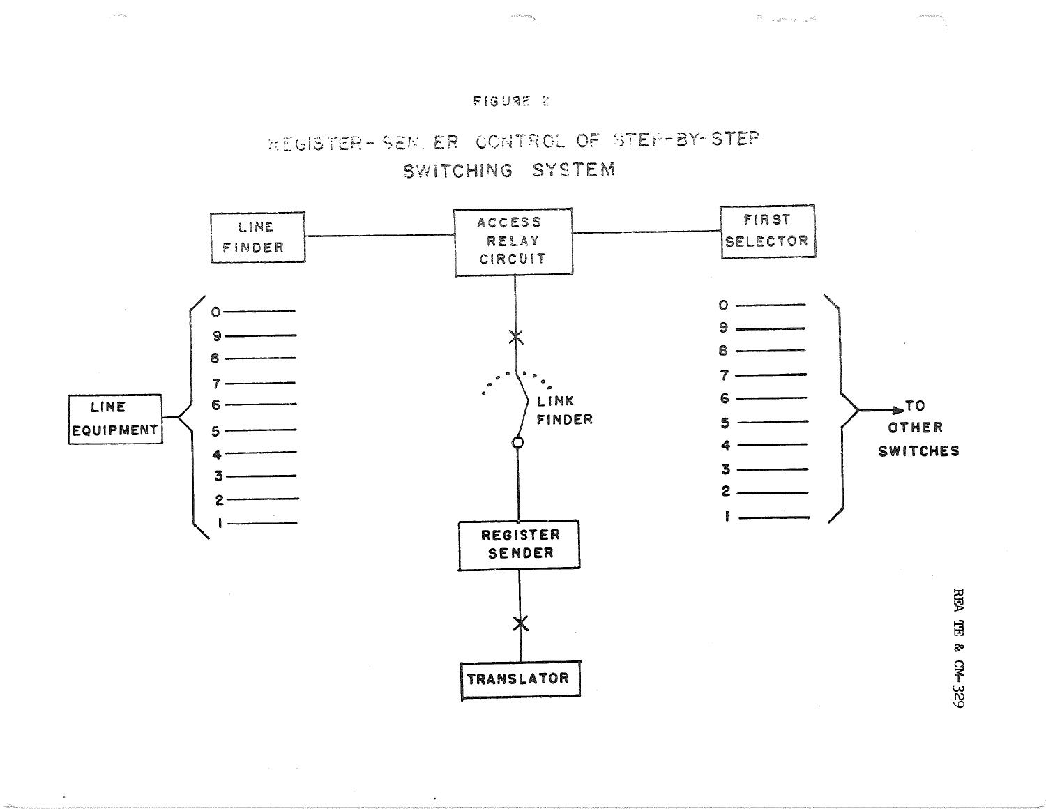FIGURE 2

REGISTER-SENDER CONTROL OF STEP-BY-STEP SWITCHING SYSTEM

LINE FINDER

ACCESS RELAY CIRCUIT

FIRST SELECTOR

LINE EQUIPMENT

0
9
8
7
6
5
4
3
2
1

LINK FINDER

0
9
8
7
6
5
4
3
2
1

TO OTHER SWITCHES

REGISTER SENDER

TRANSLATOR

REA TE & CM-329